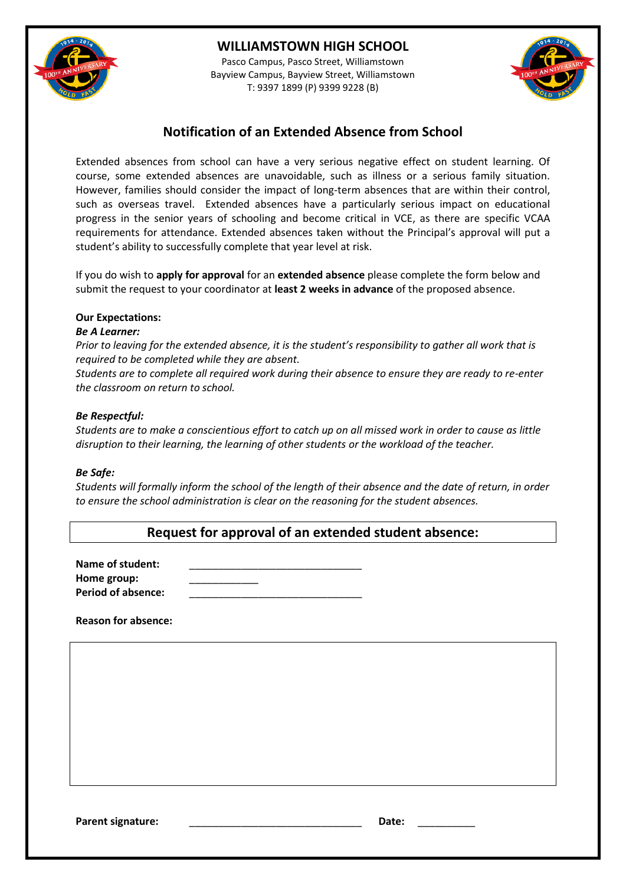# WILLIAMSTOWN HIGH SCHOOL

Pasco Campus, Pasco Street, Williamstown
Bayview Campus, Bayview Street, Williamstown
T: 9397 1899 (P) 9399 9228 (B)

## Notification of an Extended Absence from School

Extended absences from school can have a very serious negative effect on student learning. Of course, some extended absences are unavoidable, such as illness or a serious family situation. However, families should consider the impact of long-term absences that are within their control, such as overseas travel. Extended absences have a particularly serious impact on educational progress in the senior years of schooling and become critical in VCE, as there are specific VCAA requirements for attendance. Extended absences taken without the Principal's approval will put a student's ability to successfully complete that year level at risk.

If you do wish to **apply for approval** for an **extended absence** please complete the form below and submit the request to your coordinator at **least 2 weeks in advance** of the proposed absence.

**Our Expectations:**

***Be A Learner:***

*Prior to leaving for the extended absence, it is the student's responsibility to gather all work that is required to be completed while they are absent.*

*Students are to complete all required work during their absence to ensure they are ready to re-enter the classroom on return to school.*

***Be Respectful:***

*Students are to make a conscientious effort to catch up on all missed work in order to cause as little disruption to their learning, the learning of other students or the workload of the teacher.*

***Be Safe:***

*Students will formally inform the school of the length of their absence and the date of return, in order to ensure the school administration is clear on the reasoning for the student absences.*

### Request for approval of an extended student absence:

**Name of student:** ______________________________

**Home group:** ____________

**Period of absence:** ______________________________

**Reason for absence:**

**Parent signature:** ______________________________ **Date:** __________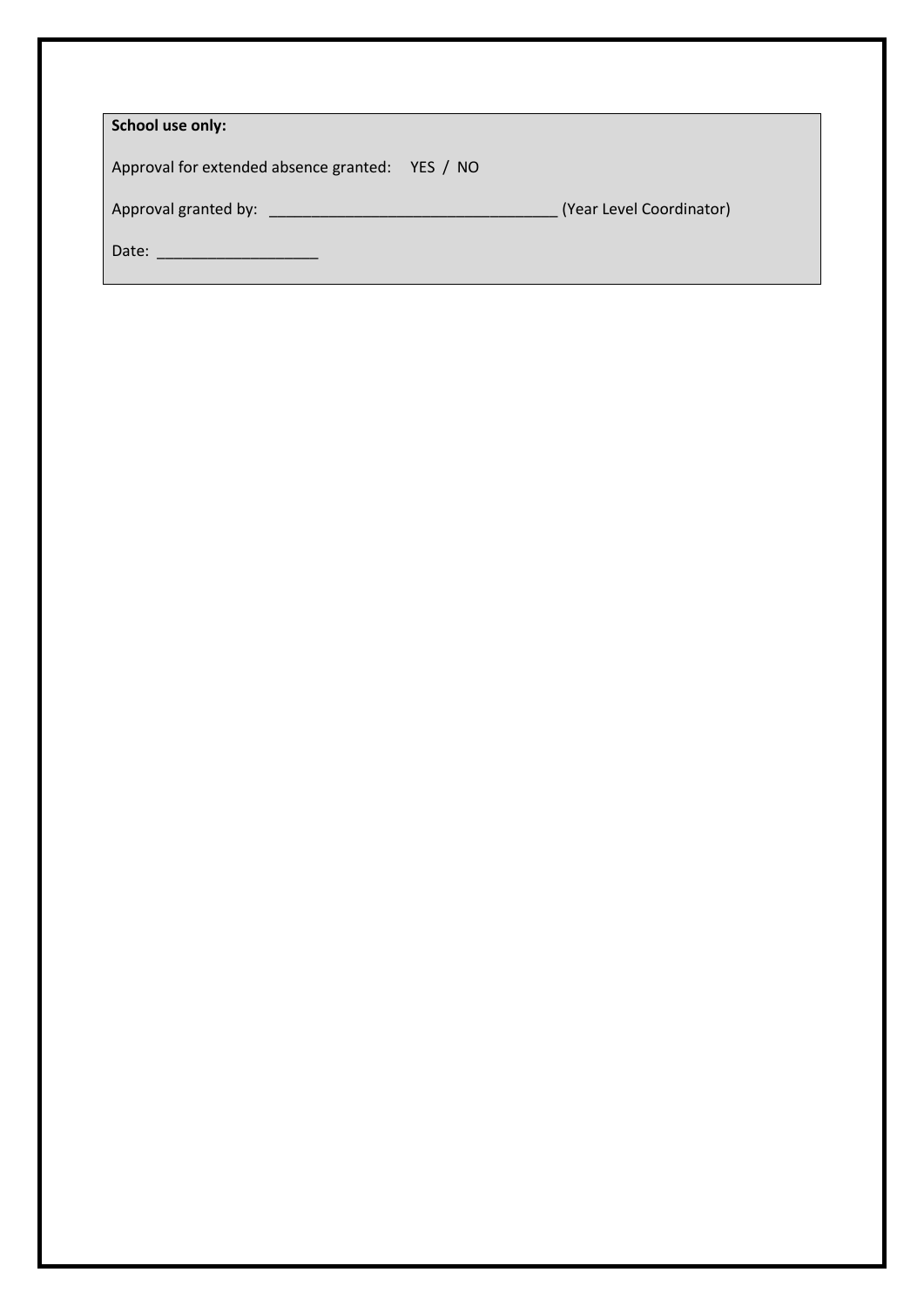**School use only:**

Approval for extended absence granted: YES / NO

Approval granted by: _________________________________ (Year Level Coordinator)

Date: ___________________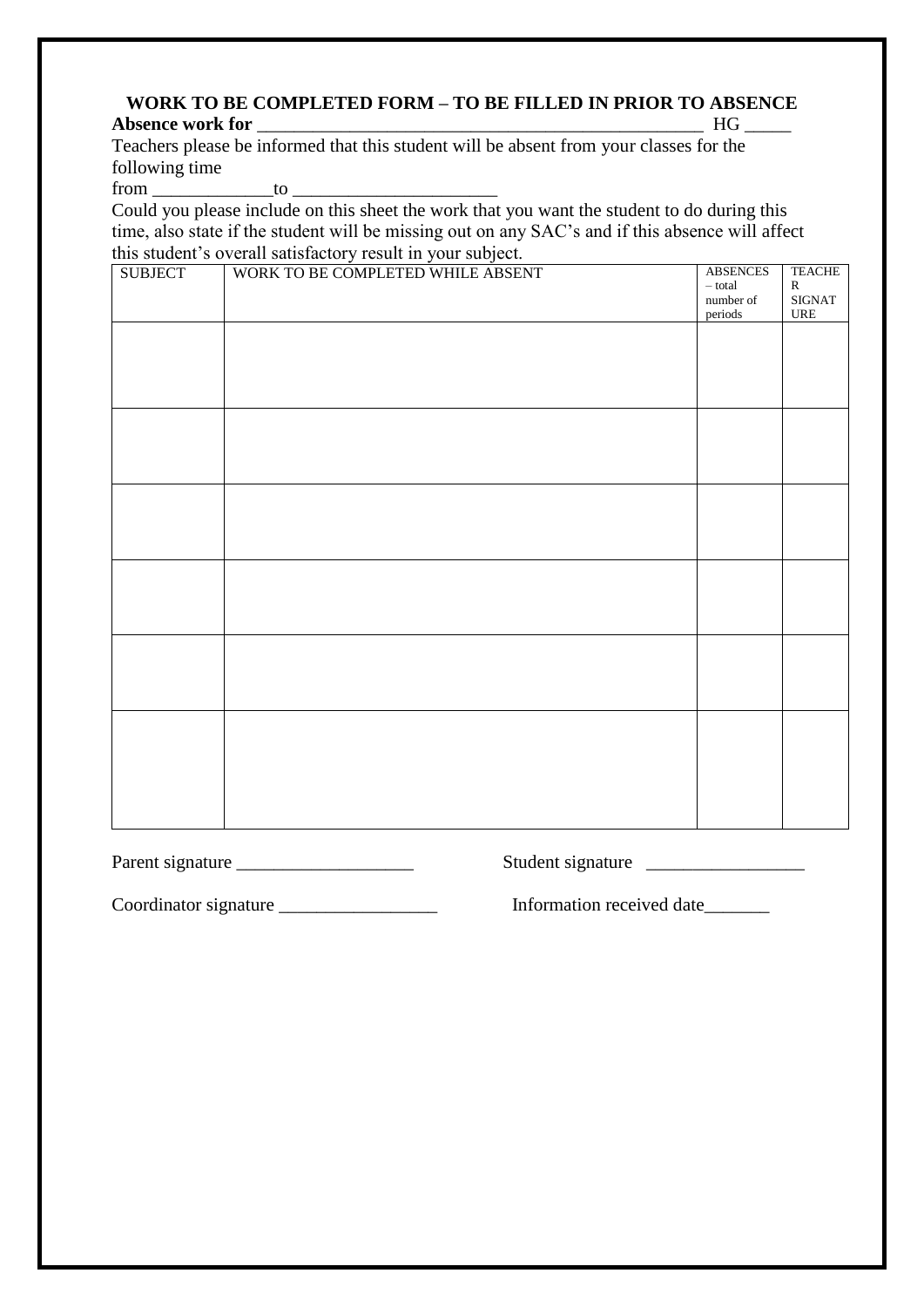**WORK TO BE COMPLETED FORM – TO BE FILLED IN PRIOR TO ABSENCE**

**Absence work for** ________________________________________________ HG _____

Teachers please be informed that this student will be absent from your classes for the following time

from ____________to _____________________

Could you please include on this sheet the work that you want the student to do during this time, also state if the student will be missing out on any SAC's and if this absence will affect this student's overall satisfactory result in your subject.

| SUBJECT | WORK TO BE COMPLETED WHILE ABSENT | ABSENCES – total number of periods | TEACHER SIGNATURE |
|---|---|---|---|
| | | | |
| | | | |
| | | | |
| | | | |
| | | | |
| | | | |

Parent signature __________________ Student signature ________________

Coordinator signature ________________ Information received date_______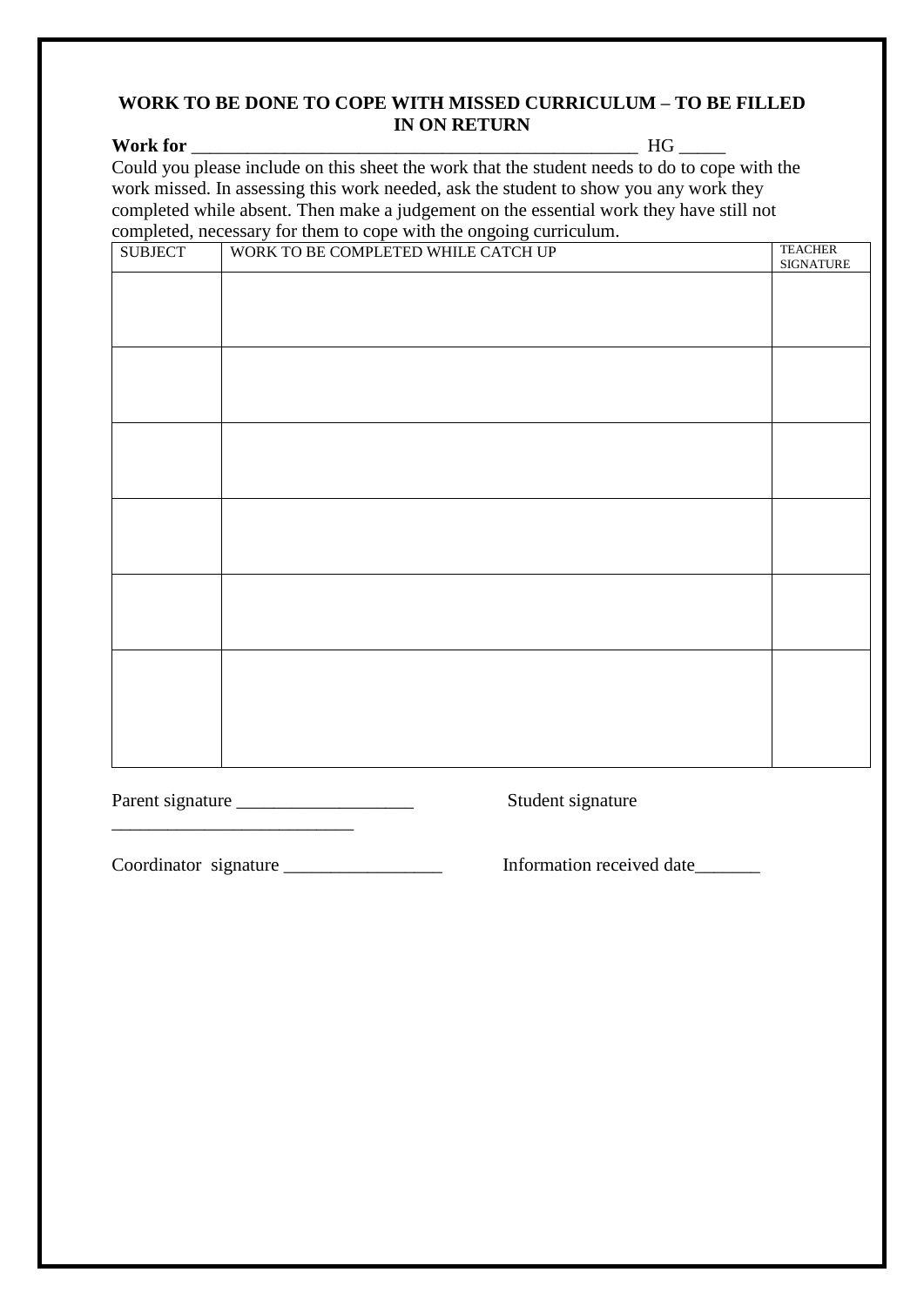## WORK TO BE DONE TO COPE WITH MISSED CURRICULUM – TO BE FILLED IN ON RETURN

**Work for** _________________________________________________ HG _____

Could you please include on this sheet the work that the student needs to do to cope with the work missed. In assessing this work needed, ask the student to show you any work they completed while absent. Then make a judgement on the essential work they have still not completed, necessary for them to cope with the ongoing curriculum.

| SUBJECT | WORK TO BE COMPLETED WHILE CATCH UP | TEACHER SIGNATURE |
|---|---|---|
| | | |
| | | |
| | | |
| | | |
| | | |
| | | |

Parent signature ___________________ Student signature __________________________

Coordinator signature _________________ Information received date_______